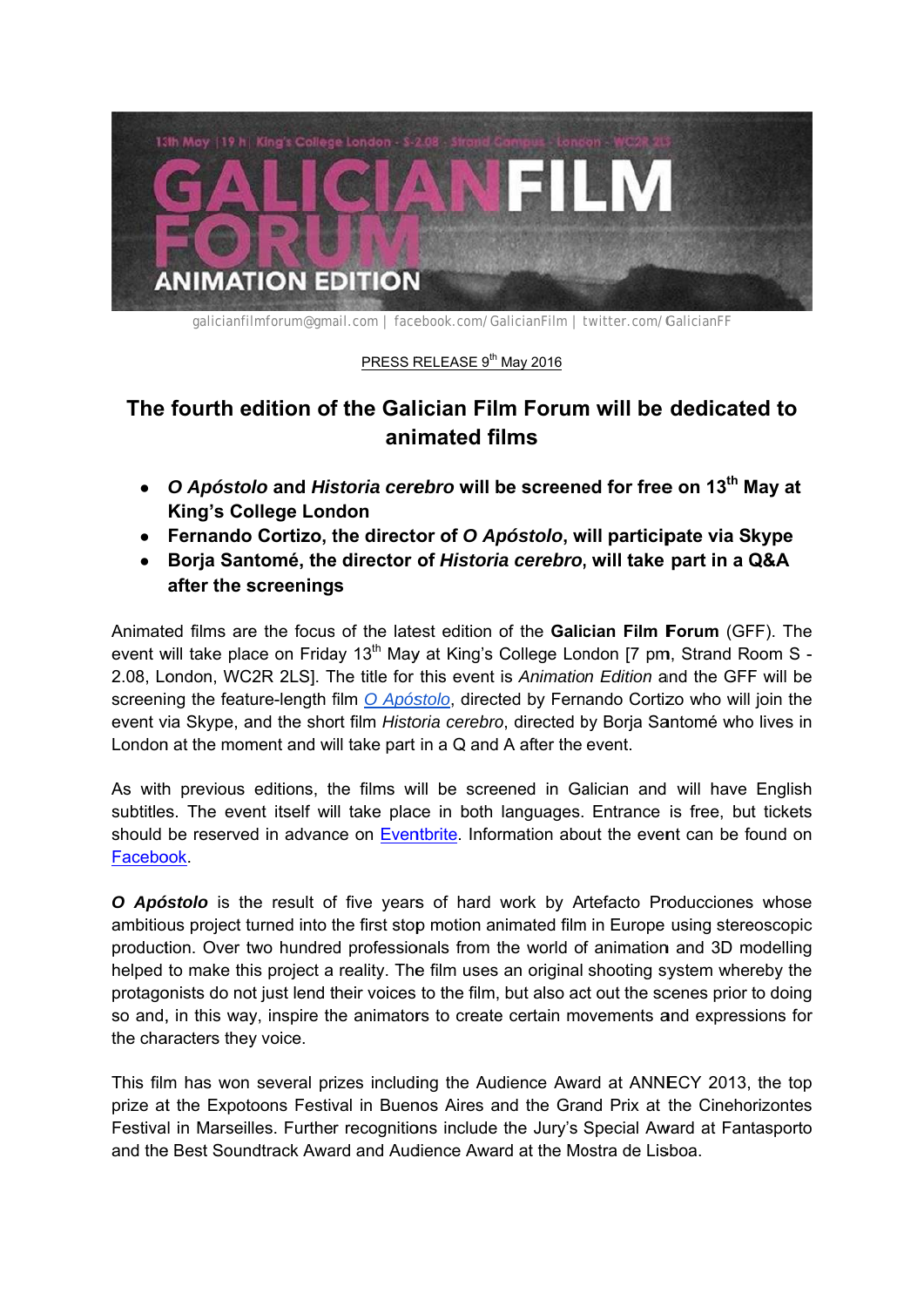13th May | 19 h | King's College London - S-2.08 - Strand Campus - London - WC2R 2LS

# GALICIAN FILM FORUM

**ANIMATION EDITION**

galicianfilmforum@gmail.com | facebook.com/GalicianFilm | twitter.com/GalicianFF

PRESS RELEASE 9th May 2016

## The fourth edition of the Galician Film Forum will be dedicated to animated films

- ***O Apóstolo* and *Historia cerebro* will be screened for free on 13th May at King's College London**
- **Fernando Cortizo, the director of *O Apóstolo*, will participate via Skype**
- **Borja Santomé, the director of *Historia cerebro*, will take part in a Q&A after the screenings**

Animated films are the focus of the latest edition of the **Galician Film Forum** (GFF). The event will take place on Friday 13th May at King's College London [7 pm, Strand Room S - 2.08, London, WC2R 2LS]. The title for this event is *Animation Edition* and the GFF will be screening the feature-length film *O Apóstolo*, directed by Fernando Cortizo who will join the event via Skype, and the short film *Historia cerebro*, directed by Borja Santomé who lives in London at the moment and will take part in a Q and A after the event.

As with previous editions, the films will be screened in Galician and will have English subtitles. The event itself will take place in both languages. Entrance is free, but tickets should be reserved in advance on Eventbrite. Information about the event can be found on Facebook.

***O Apóstolo*** is the result of five years of hard work by Artefacto Producciones whose ambitious project turned into the first stop motion animated film in Europe using stereoscopic production. Over two hundred professionals from the world of animation and 3D modelling helped to make this project a reality. The film uses an original shooting system whereby the protagonists do not just lend their voices to the film, but also act out the scenes prior to doing so and, in this way, inspire the animators to create certain movements and expressions for the characters they voice.

This film has won several prizes including the Audience Award at ANNECY 2013, the top prize at the Expotoons Festival in Buenos Aires and the Grand Prix at the Cinehorizontes Festival in Marseilles. Further recognitions include the Jury's Special Award at Fantasporto and the Best Soundtrack Award and Audience Award at the Mostra de Lisboa.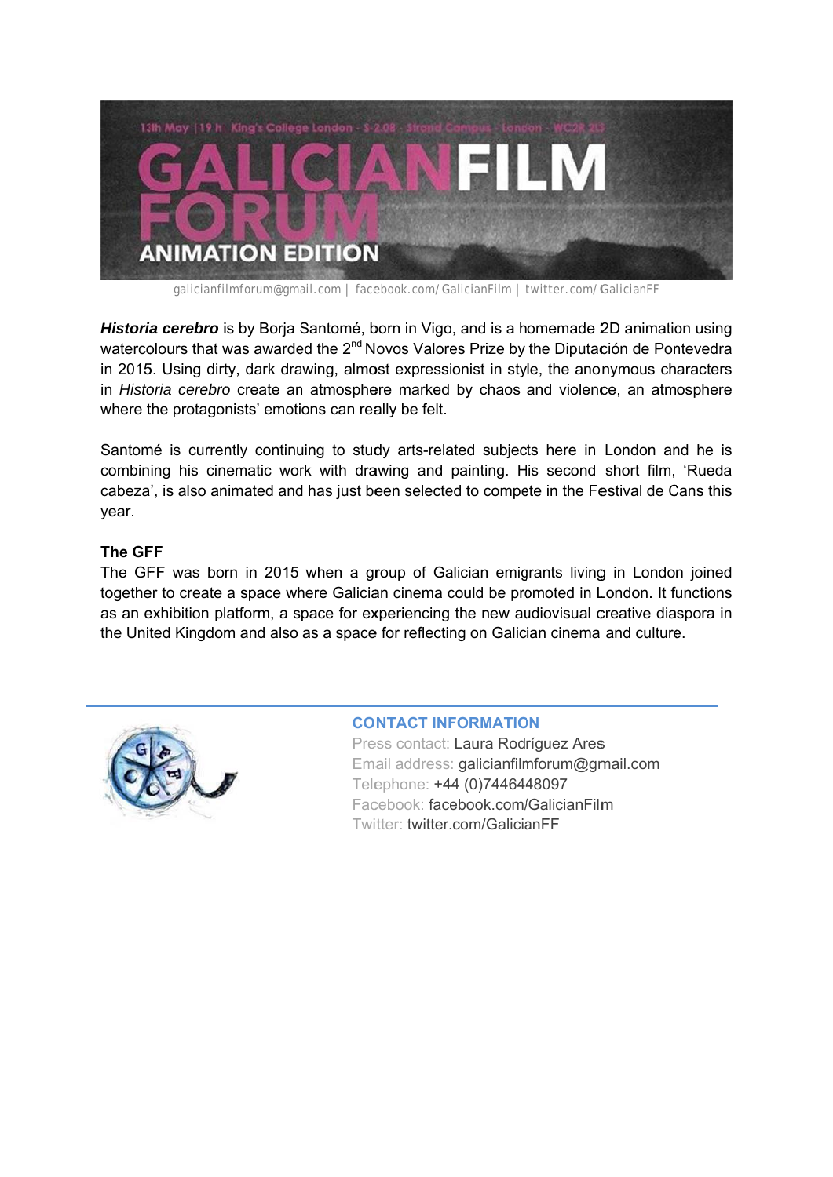***Historia cerebro*** is by Borja Santomé, born in Vigo, and is a homemade 2D animation using watercolours that was awarded the 2nd Novos Valores Prize by the Diputación de Pontevedra in 2015. Using dirty, dark drawing, almost expressionist in style, the anonymous characters in *Historia cerebro* create an atmosphere marked by chaos and violence, an atmosphere where the protagonists' emotions can really be felt.

Santomé is currently continuing to study arts-related subjects here in London and he is combining his cinematic work with drawing and painting. His second short film, 'Rueda cabeza', is also animated and has just been selected to compete in the Festival de Cans this year.

**The GFF**

The GFF was born in 2015 when a group of Galician emigrants living in London joined together to create a space where Galician cinema could be promoted in London. It functions as an exhibition platform, a space for experiencing the new audiovisual creative diaspora in the United Kingdom and also as a space for reflecting on Galician cinema and culture.

**CONTACT INFORMATION**

Press contact: Laura Rodríguez Ares
Email address: galicianfilmforum@gmail.com
Telephone: +44 (0)7446448097
Facebook: facebook.com/GalicianFilm
Twitter: twitter.com/GalicianFF